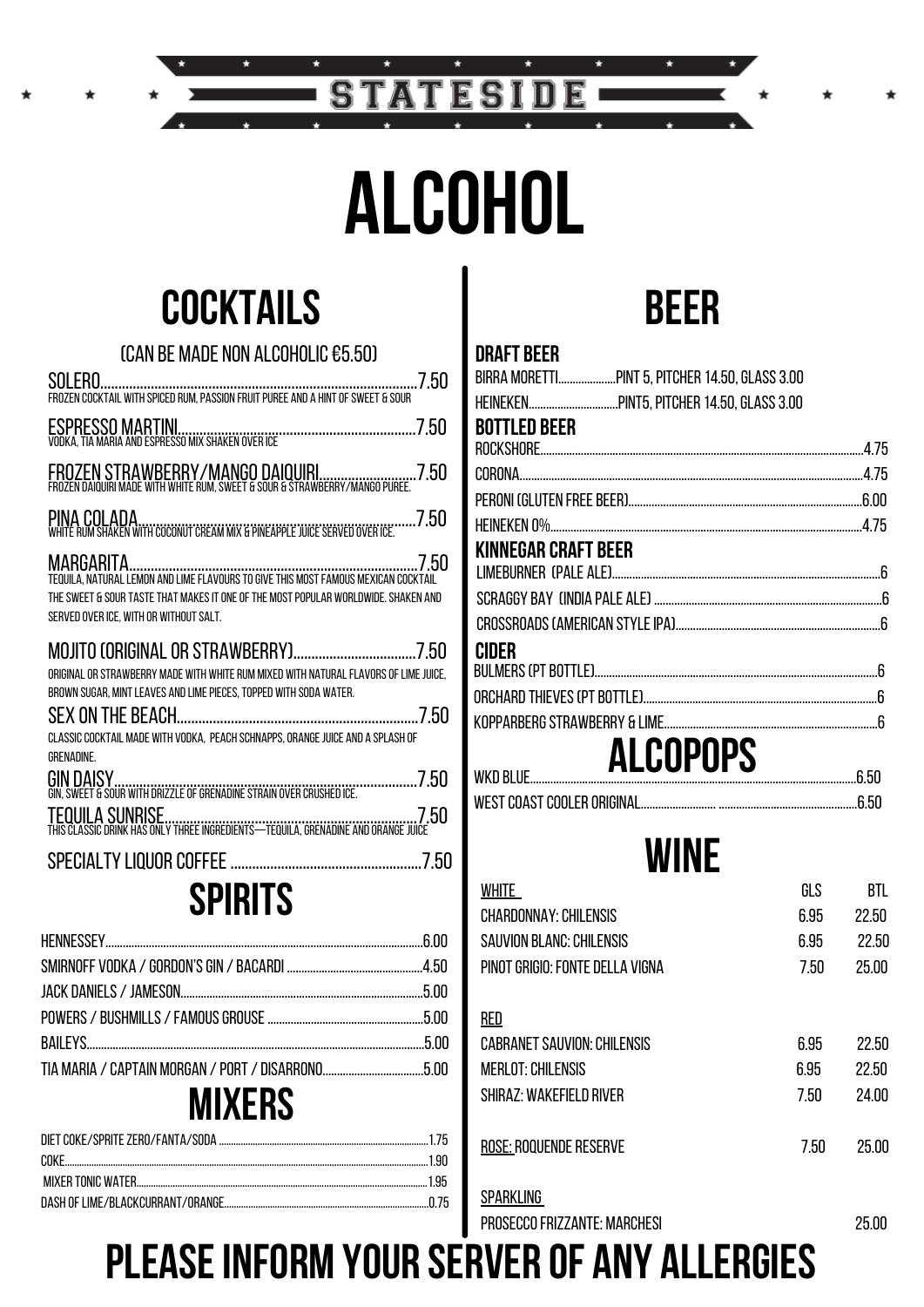# STATESIDE

# ALCOHOL

## COCKTAILS

(CAN BE MADE NON ALCOHOLIC €5.50)

**SOLERO** .......... 7.50
FROZEN COCKTAIL WITH SPICED RUM, PASSION FRUIT PUREE AND A HINT OF SWEET & SOUR

**ESPRESSO MARTINI** .......... 7.50
VODKA, TIA MARIA AND ESPRESSO MIX SHAKEN OVER ICE

**FROZEN STRAWBERRY/MANGO DAIQUIRI** .......... 7.50
FROZEN DAIQUIRI MADE WITH WHITE RUM, SWEET & SOUR & STRAWBERRY/MANGO PUREE.

**PINA COLADA** .......... 7.50
WHITE RUM SHAKEN WITH COCONUT CREAM MIX & PINEAPPLE JUICE SERVED OVER ICE.

**MARGARITA** .......... 7.50
TEQUILA, NATURAL LEMON AND LIME FLAVOURS TO GIVE THIS MOST FAMOUS MEXICAN COCKTAIL THE SWEET & SOUR TASTE THAT MAKES IT ONE OF THE MOST POPULAR WORLDWIDE. SHAKEN AND SERVED OVER ICE, WITH OR WITHOUT SALT.

**MOJITO (ORIGINAL OR STRAWBERRY)** .......... 7.50
ORIGINAL OR STRAWBERRY MADE WITH WHITE RUM MIXED WITH NATURAL FLAVORS OF LIME JUICE, BROWN SUGAR, MINT LEAVES AND LIME PIECES, TOPPED WITH SODA WATER.

**SEX ON THE BEACH** .......... 7.50
CLASSIC COCKTAIL MADE WITH VODKA, PEACH SCHNAPPS, ORANGE JUICE AND A SPLASH OF GRENADINE.

**GIN DAISY** .......... 7.50
GIN, SWEET & SOUR WITH DRIZZLE OF GRENADINE STRAIN OVER CRUSHED ICE.

**TEQUILA SUNRISE** .......... 7.50
THIS CLASSIC DRINK HAS ONLY THREE INGREDIENTS—TEQUILA, GRENADINE AND ORANGE JUICE

**SPECIALTY LIQUOR COFFEE** .......... 7.50

## SPIRITS

- HENNESSEY .......... 6.00
- SMIRNOFF VODKA / GORDON'S GIN / BACARDI .......... 4.50
- JACK DANIELS / JAMESON .......... 5.00
- POWERS / BUSHMILLS / FAMOUS GROUSE .......... 5.00
- BAILEYS .......... 5.00
- TIA MARIA / CAPTAIN MORGAN / PORT / DISARRONO .......... 5.00

## MIXERS

- DIET COKE/SPRITE ZERO/FANTA/SODA .......... 1.75
- COKE .......... 1.90
- MIXER TONIC WATER .......... 1.95
- DASH OF LIME/BLACKCURRANT/ORANGE .......... 0.75

## BEER

### DRAFT BEER

- BIRRA MORETTI .......... PINT 5, PITCHER 14.50, GLASS 3.00
- HEINEKEN .......... PINT5, PITCHER 14.50, GLASS 3.00

### BOTTLED BEER

- ROCKSHORE .......... 4.75
- CORONA .......... 4.75
- PERONI (GLUTEN FREE BEER) .......... 6.00
- HEINEKEN 0% .......... 4.75

### KINNEGAR CRAFT BEER

- LIMEBURNER (PALE ALE) .......... 6
- SCRAGGY BAY (INDIA PALE ALE) .......... 6
- CROSSROADS (AMERICAN STYLE IPA) .......... 6

### CIDER

- BULMERS (PT BOTTLE) .......... 6
- ORCHARD THIEVES (PT BOTTLE) .......... 6
- KOPPARBERG STRAWBERRY & LIME .......... 6

## ALCOPOPS

- WKD BLUE .......... 6.50
- WEST COAST COOLER ORIGINAL .......... 6.50

## WINE

| | GLS | BTL |
|---|---|---|
| **WHITE** | | |
| CHARDONNAY: CHILENSIS | 6.95 | 22.50 |
| SAUVION BLANC: CHILENSIS | 6.95 | 22.50 |
| PINOT GRIGIO: FONTE DELLA VIGNA | 7.50 | 25.00 |
| **RED** | | |
| CABRANET SAUVION: CHILENSIS | 6.95 | 22.50 |
| MERLOT: CHILENSIS | 6.95 | 22.50 |
| SHIRAZ: WAKEFIELD RIVER | 7.50 | 24.00 |
| **ROSE:** ROQUENDE RESERVE | 7.50 | 25.00 |
| **SPARKLING** | | |
| PROSECCO FRIZZANTE: MARCHESI | | 25.00 |

# PLEASE INFORM YOUR SERVER OF ANY ALLERGIES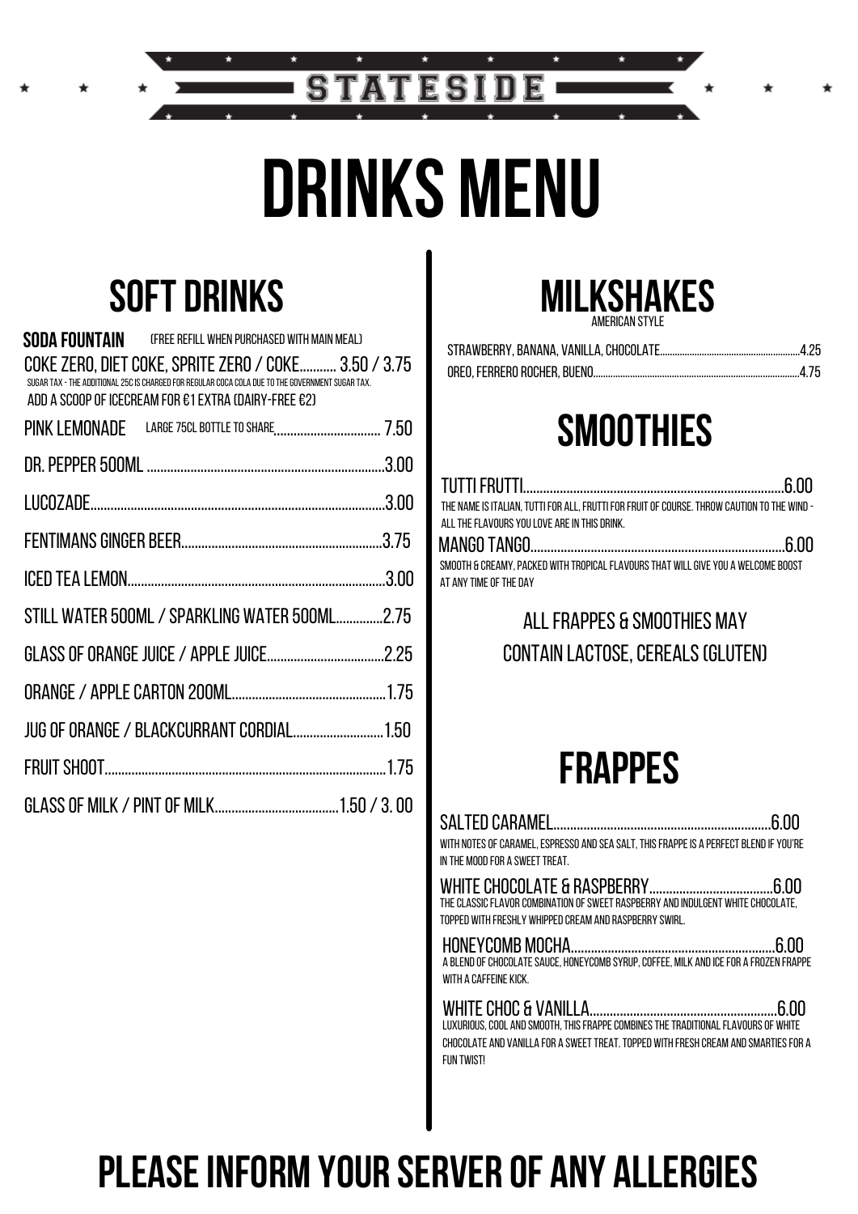# STATESIDE

# DRINKS MENU

## SOFT DRINKS

**SODA FOUNTAIN** (FREE REFILL WHEN PURCHASED WITH MAIN MEAL)

COKE ZERO, DIET COKE, SPRITE ZERO / COKE........... 3.50 / 3.75

SUGAR TAX - THE ADDITIONAL 25C IS CHARGED FOR REGULAR COCA COLA DUE TO THE GOVERNMENT SUGAR TAX.

ADD A SCOOP OF ICECREAM FOR €1 EXTRA (DAIRY-FREE €2)

PINK LEMONADE LARGE 75CL BOTTLE TO SHARE................................ 7.50

DR. PEPPER 500ML ......................................................................3.00

LUCOZADE.......................................................................................3.00

FENTIMANS GINGER BEER............................................................3.75

ICED TEA LEMON............................................................................3.00

STILL WATER 500ML / SPARKLING WATER 500ML..............2.75

GLASS OF ORANGE JUICE / APPLE JUICE...................................2.25

ORANGE / APPLE CARTON 200ML..............................................1.75

JUG OF ORANGE / BLACKCURRANT CORDIAL...........................1.50

FRUIT SHOOT...................................................................................1.75

GLASS OF MILK / PINT OF MILK.....................................1.50 / 3. 00

## MILKSHAKES

AMERICAN STYLE

STRAWBERRY, BANANA, VANILLA, CHOCOLATE.......................................................4.25

OREO, FERRERO ROCHER, BUENO...................................................................................4.75

## SMOOTHIES

TUTTI FRUTTI.............................................................................6.00

THE NAME IS ITALIAN, TUTTI FOR ALL, FRUTTI FOR FRUIT OF COURSE. THROW CAUTION TO THE WIND - ALL THE FLAVOURS YOU LOVE ARE IN THIS DRINK.

MANGO TANGO...........................................................................6.00

SMOOTH & CREAMY, PACKED WITH TROPICAL FLAVOURS THAT WILL GIVE YOU A WELCOME BOOST AT ANY TIME OF THE DAY

ALL FRAPPES & SMOOTHIES MAY CONTAIN LACTOSE, CEREALS (GLUTEN)

## FRAPPES

SALTED CARAMEL.................................................................6.00

WITH NOTES OF CARAMEL, ESPRESSO AND SEA SALT, THIS FRAPPE IS A PERFECT BLEND IF YOU'RE IN THE MOOD FOR A SWEET TREAT.

WHITE CHOCOLATE & RASPBERRY.....................................6.00

THE CLASSIC FLAVOR COMBINATION OF SWEET RASPBERRY AND INDULGENT WHITE CHOCOLATE, TOPPED WITH FRESHLY WHIPPED CREAM AND RASPBERRY SWIRL.

HONEYCOMB MOCHA............................................................6.00

A BLEND OF CHOCOLATE SAUCE, HONEYCOMB SYRUP, COFFEE, MILK AND ICE FOR A FROZEN FRAPPE WITH A CAFFEINE KICK.

WHITE CHOC & VANILLA........................................................6.00

LUXURIOUS, COOL AND SMOOTH, THIS FRAPPE COMBINES THE TRADITIONAL FLAVOURS OF WHITE CHOCOLATE AND VANILLA FOR A SWEET TREAT. TOPPED WITH FRESH CREAM AND SMARTIES FOR A FUN TWIST!

## PLEASE INFORM YOUR SERVER OF ANY ALLERGIES